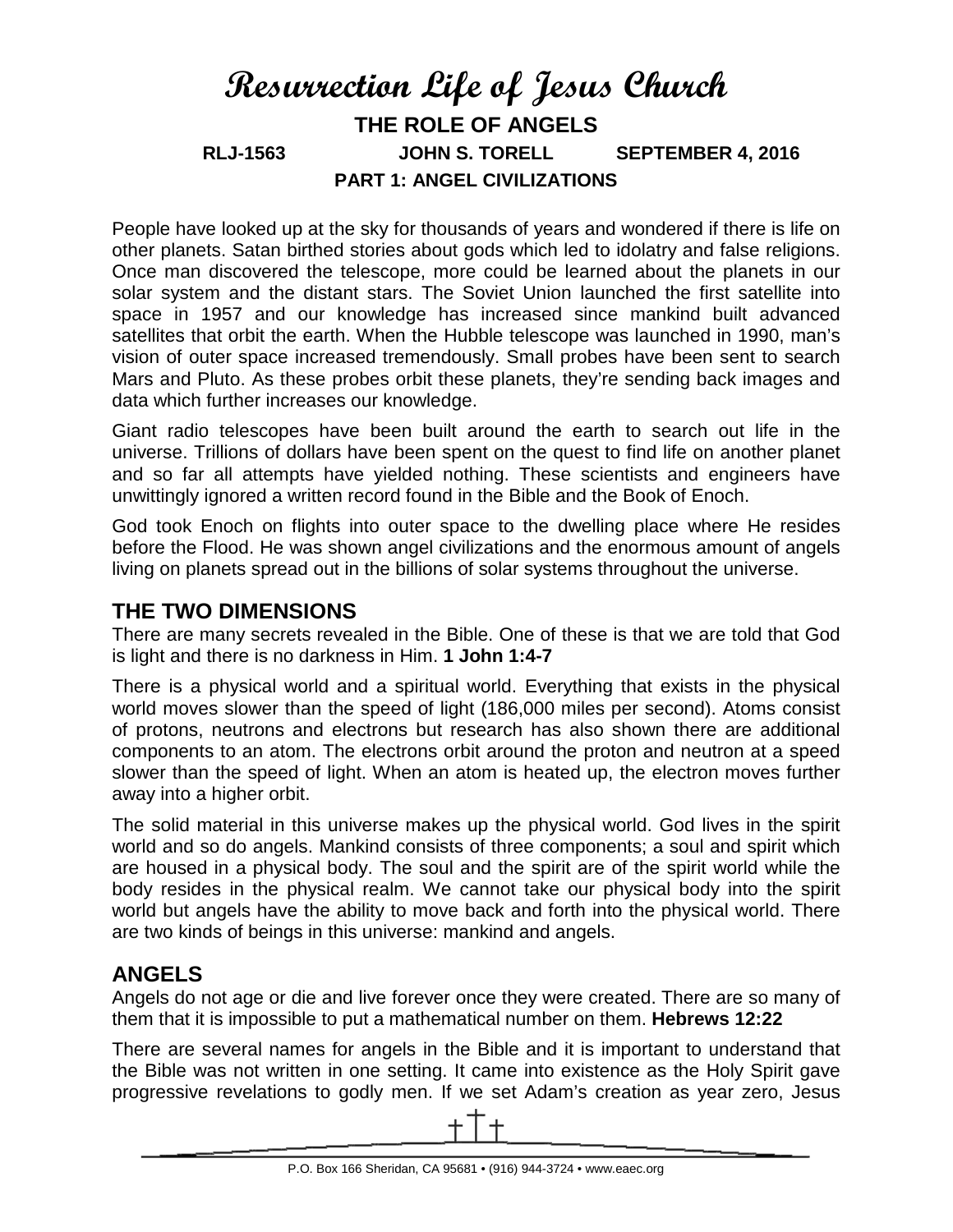# Resurrection Life of Jesus Church

## THE ROLE OF ANGELS

**RLJ-1563 JOHN S. TORELL SEPTEMBER 4, 2016**

**PART 1: ANGEL CIVILIZATIONS**

People have looked up at the sky for thousands of years and wondered if there is life on other planets. Satan birthed stories about gods which led to idolatry and false religions. Once man discovered the telescope, more could be learned about the planets in our solar system and the distant stars. The Soviet Union launched the first satellite into space in 1957 and our knowledge has increased since mankind built advanced satellites that orbit the earth. When the Hubble telescope was launched in 1990, man's vision of outer space increased tremendously. Small probes have been sent to search Mars and Pluto. As these probes orbit these planets, they're sending back images and data which further increases our knowledge.

Giant radio telescopes have been built around the earth to search out life in the universe. Trillions of dollars have been spent on the quest to find life on another planet and so far all attempts have yielded nothing. These scientists and engineers have unwittingly ignored a written record found in the Bible and the Book of Enoch.

God took Enoch on flights into outer space to the dwelling place where He resides before the Flood. He was shown angel civilizations and the enormous amount of angels living on planets spread out in the billions of solar systems throughout the universe.

## THE TWO DIMENSIONS

There are many secrets revealed in the Bible. One of these is that we are told that God is light and there is no darkness in Him. **1 John 1:4-7**

There is a physical world and a spiritual world. Everything that exists in the physical world moves slower than the speed of light (186,000 miles per second). Atoms consist of protons, neutrons and electrons but research has also shown there are additional components to an atom. The electrons orbit around the proton and neutron at a speed slower than the speed of light. When an atom is heated up, the electron moves further away into a higher orbit.

The solid material in this universe makes up the physical world. God lives in the spirit world and so do angels. Mankind consists of three components; a soul and spirit which are housed in a physical body. The soul and the spirit are of the spirit world while the body resides in the physical realm. We cannot take our physical body into the spirit world but angels have the ability to move back and forth into the physical world. There are two kinds of beings in this universe: mankind and angels.

## ANGELS

Angels do not age or die and live forever once they were created. There are so many of them that it is impossible to put a mathematical number on them. **Hebrews 12:22**

There are several names for angels in the Bible and it is important to understand that the Bible was not written in one setting. It came into existence as the Holy Spirit gave progressive revelations to godly men. If we set Adam's creation as year zero, Jesus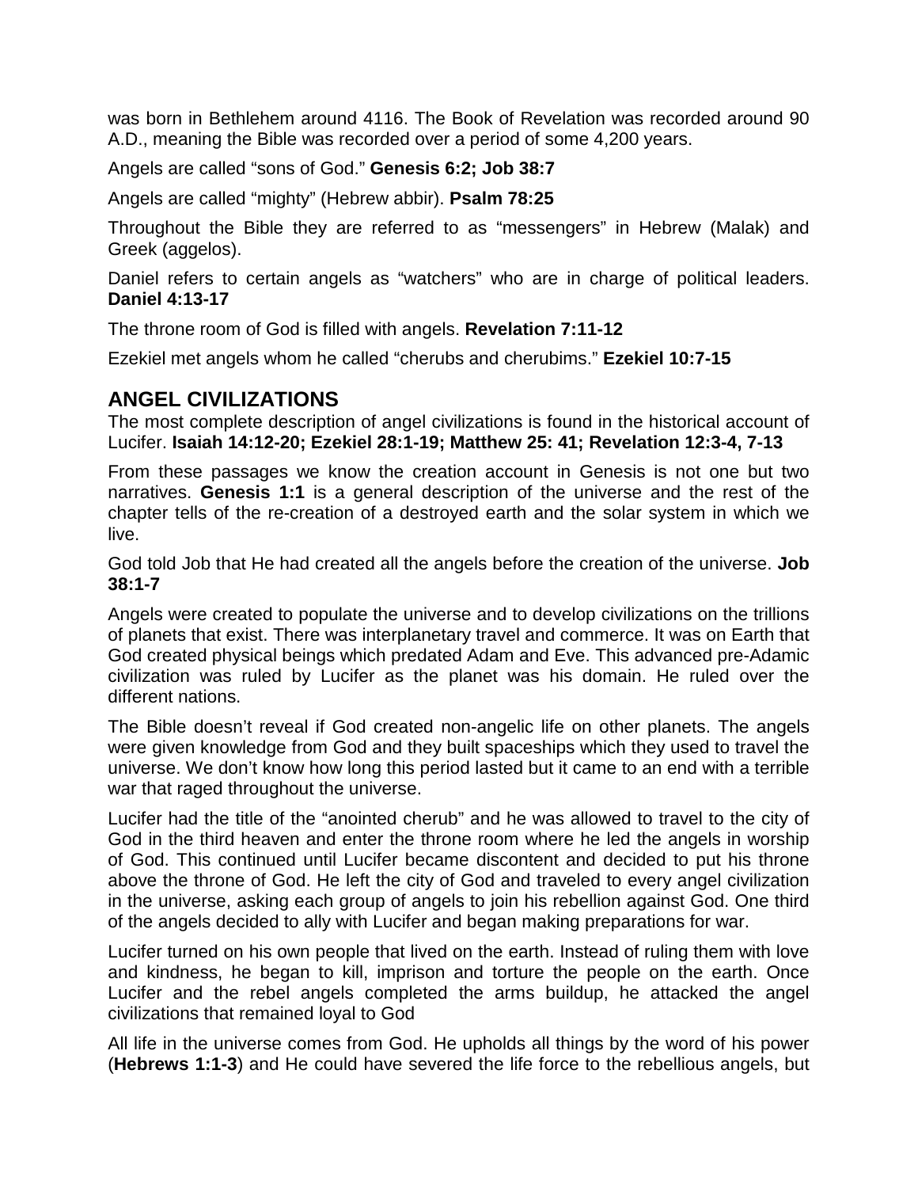was born in Bethlehem around 4116. The Book of Revelation was recorded around 90 A.D., meaning the Bible was recorded over a period of some 4,200 years.

Angels are called “sons of God.” **Genesis 6:2; Job 38:7**

Angels are called “mighty” (Hebrew abbir). **Psalm 78:25**

Throughout the Bible they are referred to as “messengers” in Hebrew (Malak) and Greek (aggelos).

Daniel refers to certain angels as “watchers” who are in charge of political leaders. **Daniel 4:13-17**

The throne room of God is filled with angels. **Revelation 7:11-12**

Ezekiel met angels whom he called “cherubs and cherubims.” **Ezekiel 10:7-15**

## ANGEL CIVILIZATIONS

The most complete description of angel civilizations is found in the historical account of Lucifer. **Isaiah 14:12-20; Ezekiel 28:1-19; Matthew 25: 41; Revelation 12:3-4, 7-13**

From these passages we know the creation account in Genesis is not one but two narratives. **Genesis 1:1** is a general description of the universe and the rest of the chapter tells of the re-creation of a destroyed earth and the solar system in which we live.

God told Job that He had created all the angels before the creation of the universe. **Job 38:1-7**

Angels were created to populate the universe and to develop civilizations on the trillions of planets that exist. There was interplanetary travel and commerce. It was on Earth that God created physical beings which predated Adam and Eve. This advanced pre-Adamic civilization was ruled by Lucifer as the planet was his domain. He ruled over the different nations.

The Bible doesn’t reveal if God created non-angelic life on other planets. The angels were given knowledge from God and they built spaceships which they used to travel the universe. We don’t know how long this period lasted but it came to an end with a terrible war that raged throughout the universe.

Lucifer had the title of the “anointed cherub” and he was allowed to travel to the city of God in the third heaven and enter the throne room where he led the angels in worship of God. This continued until Lucifer became discontent and decided to put his throne above the throne of God. He left the city of God and traveled to every angel civilization in the universe, asking each group of angels to join his rebellion against God. One third of the angels decided to ally with Lucifer and began making preparations for war.

Lucifer turned on his own people that lived on the earth. Instead of ruling them with love and kindness, he began to kill, imprison and torture the people on the earth. Once Lucifer and the rebel angels completed the arms buildup, he attacked the angel civilizations that remained loyal to God

All life in the universe comes from God. He upholds all things by the word of his power (**Hebrews 1:1-3**) and He could have severed the life force to the rebellious angels, but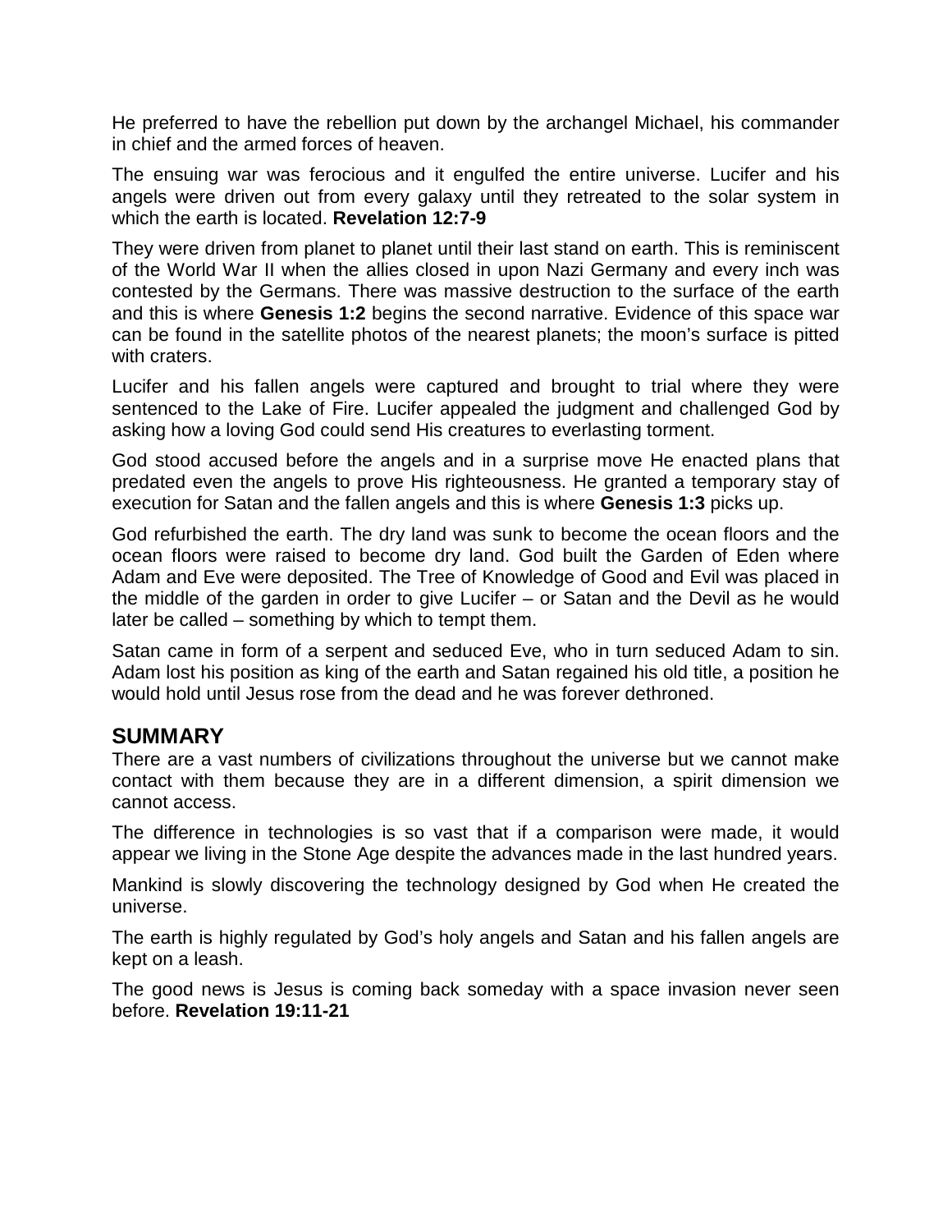He preferred to have the rebellion put down by the archangel Michael, his commander in chief and the armed forces of heaven.

The ensuing war was ferocious and it engulfed the entire universe. Lucifer and his angels were driven out from every galaxy until they retreated to the solar system in which the earth is located. **Revelation 12:7-9**

They were driven from planet to planet until their last stand on earth. This is reminiscent of the World War II when the allies closed in upon Nazi Germany and every inch was contested by the Germans. There was massive destruction to the surface of the earth and this is where **Genesis 1:2** begins the second narrative. Evidence of this space war can be found in the satellite photos of the nearest planets; the moon's surface is pitted with craters.

Lucifer and his fallen angels were captured and brought to trial where they were sentenced to the Lake of Fire. Lucifer appealed the judgment and challenged God by asking how a loving God could send His creatures to everlasting torment.

God stood accused before the angels and in a surprise move He enacted plans that predated even the angels to prove His righteousness. He granted a temporary stay of execution for Satan and the fallen angels and this is where **Genesis 1:3** picks up.

God refurbished the earth. The dry land was sunk to become the ocean floors and the ocean floors were raised to become dry land. God built the Garden of Eden where Adam and Eve were deposited. The Tree of Knowledge of Good and Evil was placed in the middle of the garden in order to give Lucifer – or Satan and the Devil as he would later be called – something by which to tempt them.

Satan came in form of a serpent and seduced Eve, who in turn seduced Adam to sin. Adam lost his position as king of the earth and Satan regained his old title, a position he would hold until Jesus rose from the dead and he was forever dethroned.

## SUMMARY

There are a vast numbers of civilizations throughout the universe but we cannot make contact with them because they are in a different dimension, a spirit dimension we cannot access.

The difference in technologies is so vast that if a comparison were made, it would appear we living in the Stone Age despite the advances made in the last hundred years.

Mankind is slowly discovering the technology designed by God when He created the universe.

The earth is highly regulated by God's holy angels and Satan and his fallen angels are kept on a leash.

The good news is Jesus is coming back someday with a space invasion never seen before. **Revelation 19:11-21**